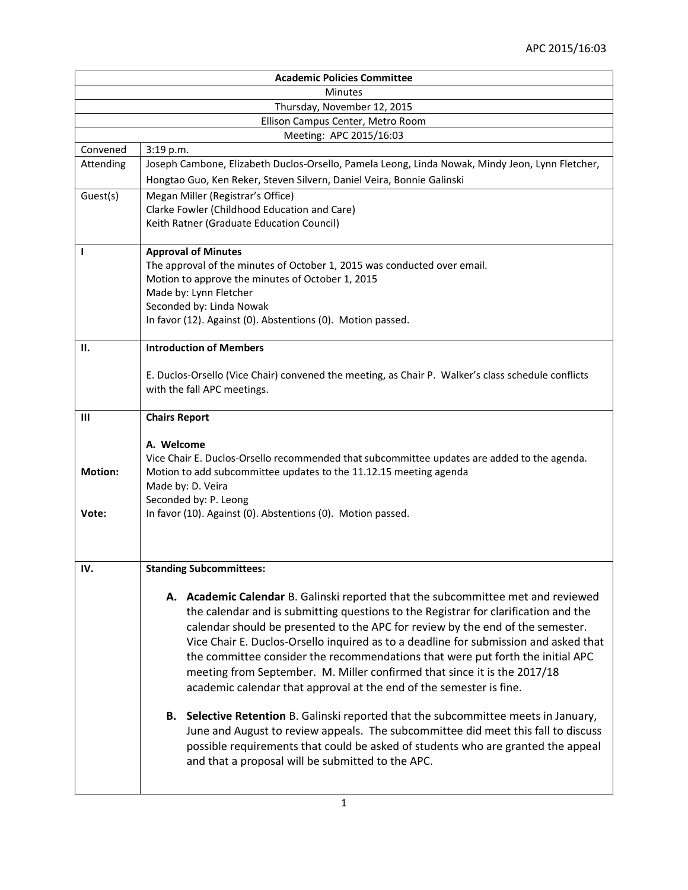| Academic Policies Committee | |
|---|---|
| Minutes | |
| Thursday, November 12, 2015 | |
| Ellison Campus Center, Metro Room | |
| Meeting: APC 2015/16:03 | |
| Convened | 3:19 p.m. |
| Attending | Joseph Cambone, Elizabeth Duclos-Orsello, Pamela Leong, Linda Nowak, Mindy Jeon, Lynn Fletcher, Hongtao Guo, Ken Reker, Steven Silvern, Daniel Veira, Bonnie Galinski |
| Guest(s) | Megan Miller (Registrar's Office)<br>Clarke Fowler (Childhood Education and Care)<br>Keith Ratner (Graduate Education Council) |
| I | **Approval of Minutes**<br>The approval of the minutes of October 1, 2015 was conducted over email.<br>Motion to approve the minutes of October 1, 2015<br>Made by: Lynn Fletcher<br>Seconded by: Linda Nowak<br>In favor (12). Against (0). Abstentions (0). Motion passed. |
| II. | **Introduction of Members**<br><br>E. Duclos-Orsello (Vice Chair) convened the meeting, as Chair P. Walker's class schedule conflicts with the fall APC meetings. |
| III | **Chairs Report**<br><br>**A. Welcome**<br>Vice Chair E. Duclos-Orsello recommended that subcommittee updates are added to the agenda. |
| **Motion:** | Motion to add subcommittee updates to the 11.12.15 meeting agenda<br>Made by: D. Veira<br>Seconded by: P. Leong |
| **Vote:** | In favor (10). Against (0). Abstentions (0). Motion passed. |
| IV. | **Standing Subcommittees:**<br><br>**A. Academic Calendar** B. Galinski reported that the subcommittee met and reviewed the calendar and is submitting questions to the Registrar for clarification and the calendar should be presented to the APC for review by the end of the semester. Vice Chair E. Duclos-Orsello inquired as to a deadline for submission and asked that the committee consider the recommendations that were put forth the initial APC meeting from September. M. Miller confirmed that since it is the 2017/18 academic calendar that approval at the end of the semester is fine.<br><br>**B. Selective Retention** B. Galinski reported that the subcommittee meets in January, June and August to review appeals. The subcommittee did meet this fall to discuss possible requirements that could be asked of students who are granted the appeal and that a proposal will be submitted to the APC. |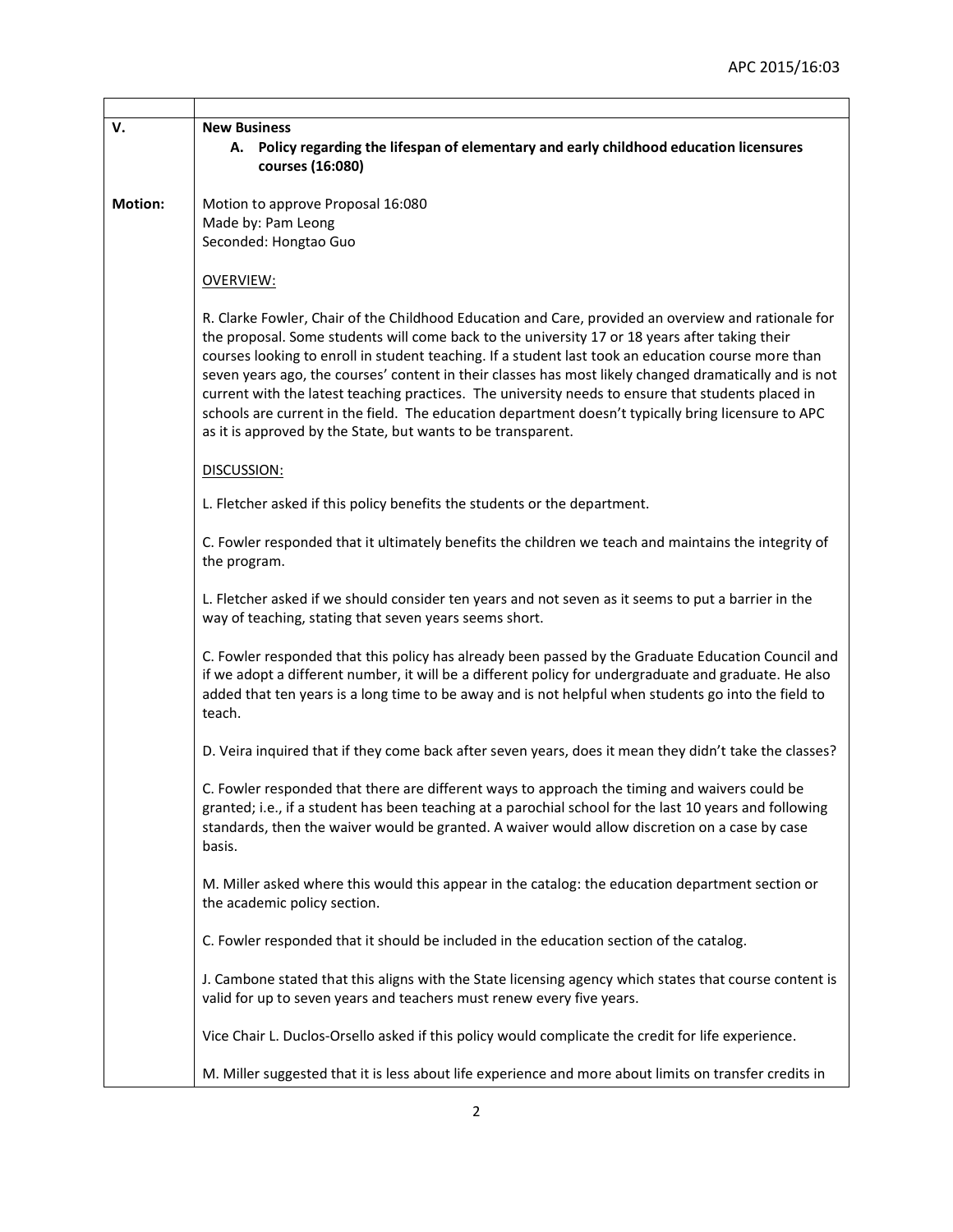| | |
|---|---|
| **V.** | **New Business**<br>**A. Policy regarding the lifespan of elementary and early childhood education licensures courses (16:080)** |
| **Motion:** | Motion to approve Proposal 16:080<br>Made by: Pam Leong<br>Seconded: Hongtao Guo<br><br>OVERVIEW:<br><br>R. Clarke Fowler, Chair of the Childhood Education and Care, provided an overview and rationale for the proposal. Some students will come back to the university 17 or 18 years after taking their courses looking to enroll in student teaching. If a student last took an education course more than seven years ago, the courses' content in their classes has most likely changed dramatically and is not current with the latest teaching practices. The university needs to ensure that students placed in schools are current in the field. The education department doesn't typically bring licensure to APC as it is approved by the State, but wants to be transparent.<br><br>DISCUSSION:<br><br>L. Fletcher asked if this policy benefits the students or the department.<br><br>C. Fowler responded that it ultimately benefits the children we teach and maintains the integrity of the program.<br><br>L. Fletcher asked if we should consider ten years and not seven as it seems to put a barrier in the way of teaching, stating that seven years seems short.<br><br>C. Fowler responded that this policy has already been passed by the Graduate Education Council and if we adopt a different number, it will be a different policy for undergraduate and graduate. He also added that ten years is a long time to be away and is not helpful when students go into the field to teach.<br><br>D. Veira inquired that if they come back after seven years, does it mean they didn't take the classes?<br><br>C. Fowler responded that there are different ways to approach the timing and waivers could be granted; i.e., if a student has been teaching at a parochial school for the last 10 years and following standards, then the waiver would be granted. A waiver would allow discretion on a case by case basis.<br><br>M. Miller asked where this would this appear in the catalog: the education department section or the academic policy section.<br><br>C. Fowler responded that it should be included in the education section of the catalog.<br><br>J. Cambone stated that this aligns with the State licensing agency which states that course content is valid for up to seven years and teachers must renew every five years.<br><br>Vice Chair L. Duclos-Orsello asked if this policy would complicate the credit for life experience.<br><br>M. Miller suggested that it is less about life experience and more about limits on transfer credits in |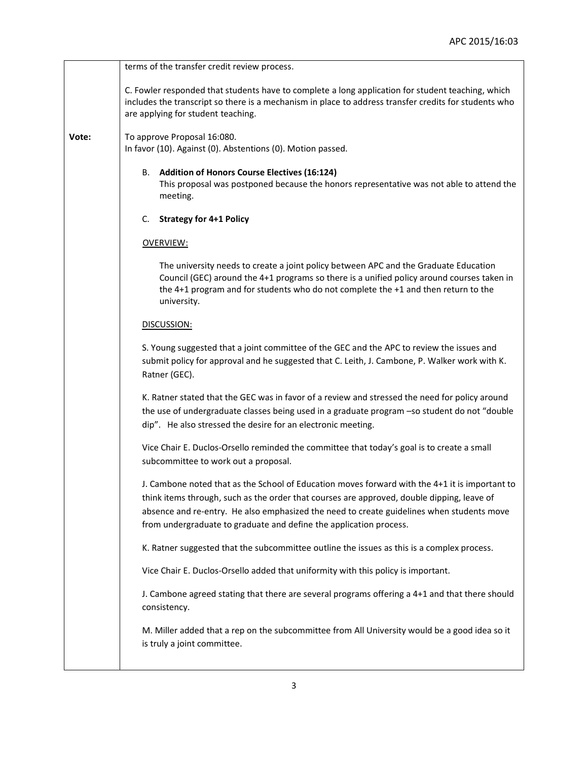terms of the transfer credit review process.

C. Fowler responded that students have to complete a long application for student teaching, which includes the transcript so there is a mechanism in place to address transfer credits for students who are applying for student teaching.

**Vote:** To approve Proposal 16:080.
In favor (10). Against (0). Abstentions (0). Motion passed.

B. **Addition of Honors Course Electives (16:124)**
This proposal was postponed because the honors representative was not able to attend the meeting.

C. **Strategy for 4+1 Policy**

OVERVIEW:

The university needs to create a joint policy between APC and the Graduate Education Council (GEC) around the 4+1 programs so there is a unified policy around courses taken in the 4+1 program and for students who do not complete the +1 and then return to the university.

DISCUSSION:

S. Young suggested that a joint committee of the GEC and the APC to review the issues and submit policy for approval and he suggested that C. Leith, J. Cambone, P. Walker work with K. Ratner (GEC).

K. Ratner stated that the GEC was in favor of a review and stressed the need for policy around the use of undergraduate classes being used in a graduate program –so student do not "double dip". He also stressed the desire for an electronic meeting.

Vice Chair E. Duclos-Orsello reminded the committee that today's goal is to create a small subcommittee to work out a proposal.

J. Cambone noted that as the School of Education moves forward with the 4+1 it is important to think items through, such as the order that courses are approved, double dipping, leave of absence and re-entry. He also emphasized the need to create guidelines when students move from undergraduate to graduate and define the application process.

K. Ratner suggested that the subcommittee outline the issues as this is a complex process.

Vice Chair E. Duclos-Orsello added that uniformity with this policy is important.

J. Cambone agreed stating that there are several programs offering a 4+1 and that there should consistency.

M. Miller added that a rep on the subcommittee from All University would be a good idea so it is truly a joint committee.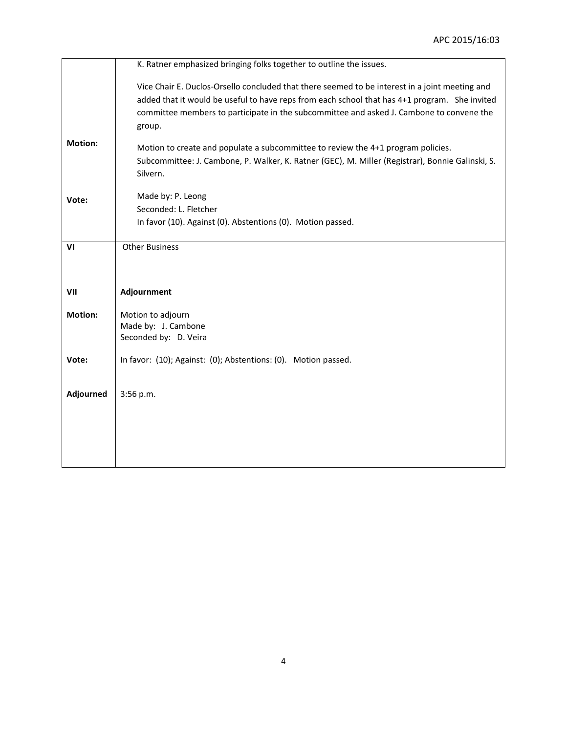| | |
|---|---|
| | K. Ratner emphasized bringing folks together to outline the issues.<br><br>Vice Chair E. Duclos-Orsello concluded that there seemed to be interest in a joint meeting and added that it would be useful to have reps from each school that has 4+1 program. She invited committee members to participate in the subcommittee and asked J. Cambone to convene the group. |
| **Motion:** | Motion to create and populate a subcommittee to review the 4+1 program policies. Subcommittee: J. Cambone, P. Walker, K. Ratner (GEC), M. Miller (Registrar), Bonnie Galinski, S. Silvern. |
| **Vote:** | Made by: P. Leong<br>Seconded: L. Fletcher<br>In favor (10). Against (0). Abstentions (0). Motion passed. |
| **VI** | Other Business |
| **VII** | **Adjournment** |
| **Motion:** | Motion to adjourn<br>Made by: J. Cambone<br>Seconded by: D. Veira |
| **Vote:** | In favor: (10); Against: (0); Abstentions: (0). Motion passed. |
| **Adjourned** | 3:56 p.m. |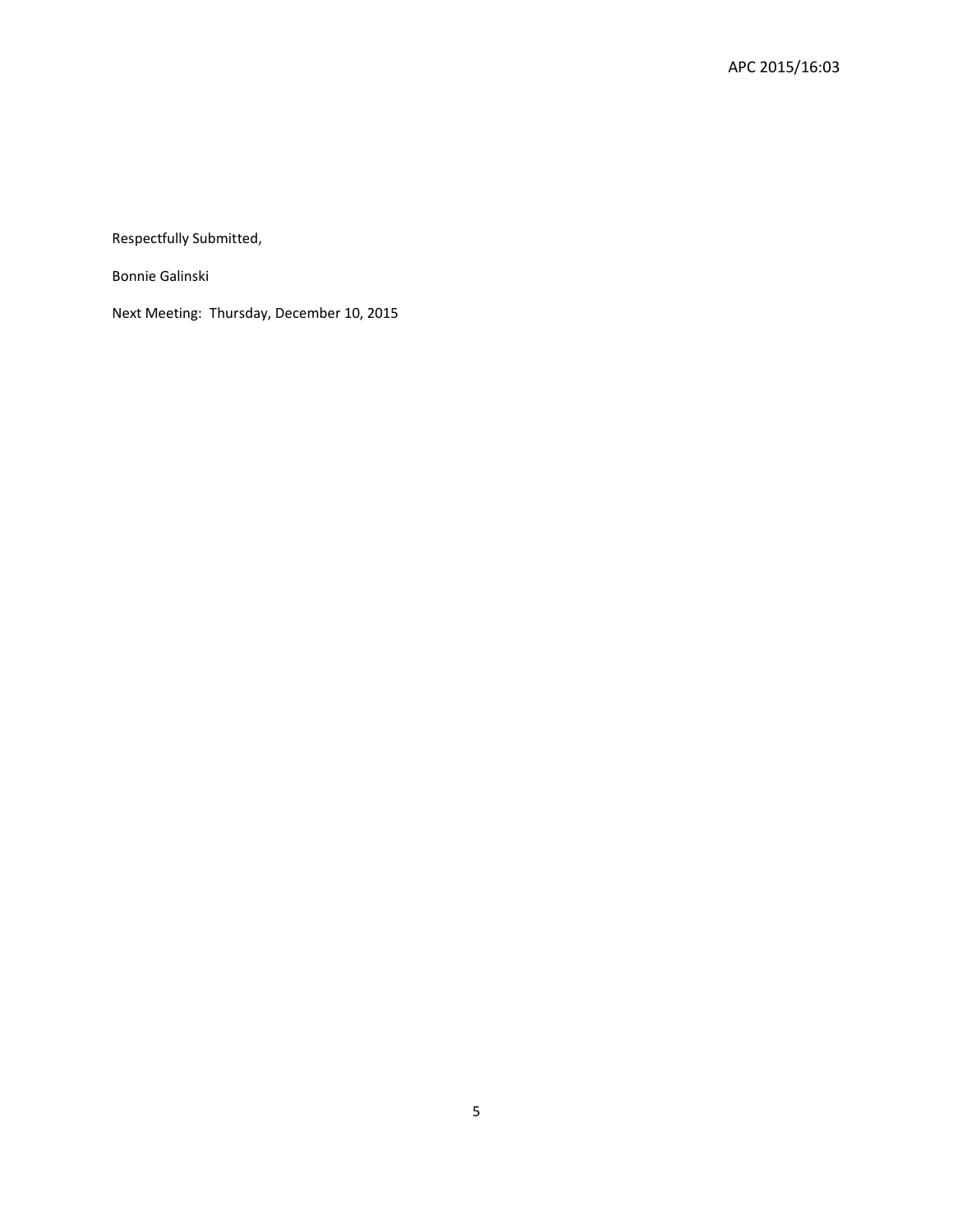Respectfully Submitted,

Bonnie Galinski

Next Meeting: Thursday, December 10, 2015